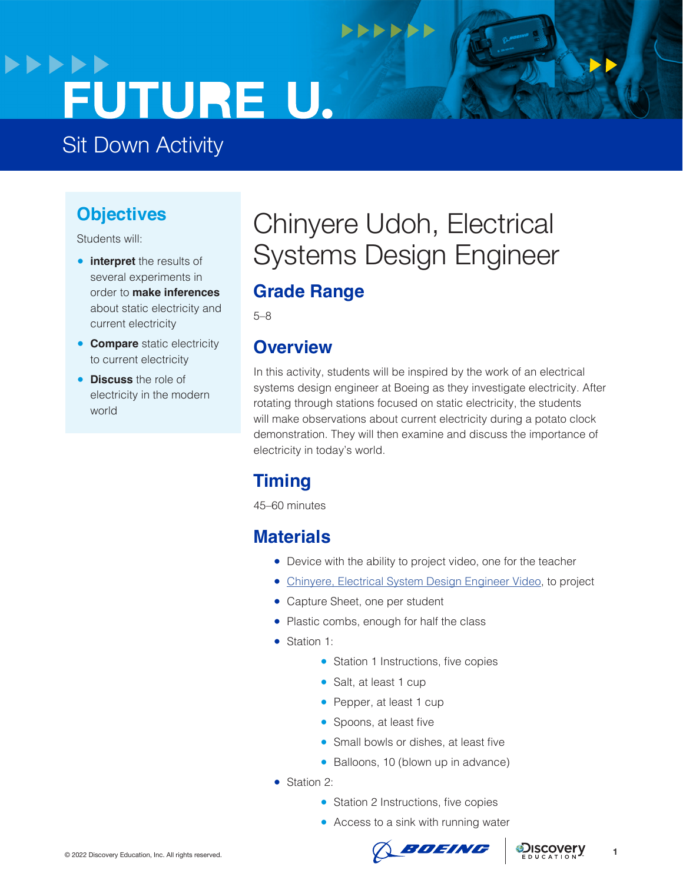# FUTURE U.

Sit Down Activity

## Objectives

Students will:

- **interpret** the results of several experiments in order to **make inferences** about static electricity and current electricity
- **Compare** static electricity to current electricity
- **Discuss** the role of electricity in the modern world

# Chinyere Udoh, Electrical Systems Design Engineer

## Grade Range

5–8

## Overview

In this activity, students will be inspired by the work of an electrical systems design engineer at Boeing as they investigate electricity. After rotating through stations focused on static electricity, the students will make observations about current electricity during a potato clock demonstration. They will then examine and discuss the importance of electricity in today's world.

## Timing

45–60 minutes

## Materials

- Device with the ability to project video, one for the teacher
- Chinyere, Electrical System Design Engineer Video, to project
- Capture Sheet, one per student
- Plastic combs, enough for half the class
- Station 1:
  - Station 1 Instructions, five copies
  - Salt, at least 1 cup
  - Pepper, at least 1 cup
  - Spoons, at least five
  - Small bowls or dishes, at least five
  - Balloons, 10 (blown up in advance)
- Station 2:
  - Station 2 Instructions, five copies
  - Access to a sink with running water

© 2022 Discovery Education, Inc. All rights reserved.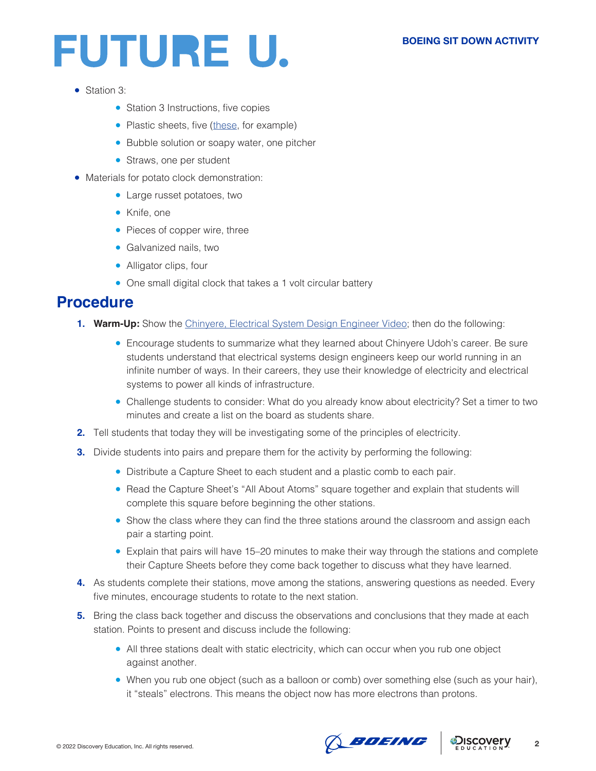- Station 3:
  - Station 3 Instructions, five copies
  - Plastic sheets, five (these, for example)
  - Bubble solution or soapy water, one pitcher
  - Straws, one per student
- Materials for potato clock demonstration:
  - Large russet potatoes, two
  - Knife, one
  - Pieces of copper wire, three
  - Galvanized nails, two
  - Alligator clips, four
  - One small digital clock that takes a 1 volt circular battery

## Procedure

1. **Warm-Up:** Show the Chinyere, Electrical System Design Engineer Video; then do the following:
   - Encourage students to summarize what they learned about Chinyere Udoh's career. Be sure students understand that electrical systems design engineers keep our world running in an infinite number of ways. In their careers, they use their knowledge of electricity and electrical systems to power all kinds of infrastructure.
   - Challenge students to consider: What do you already know about electricity? Set a timer to two minutes and create a list on the board as students share.
2. Tell students that today they will be investigating some of the principles of electricity.
3. Divide students into pairs and prepare them for the activity by performing the following:
   - Distribute a Capture Sheet to each student and a plastic comb to each pair.
   - Read the Capture Sheet's "All About Atoms" square together and explain that students will complete this square before beginning the other stations.
   - Show the class where they can find the three stations around the classroom and assign each pair a starting point.
   - Explain that pairs will have 15–20 minutes to make their way through the stations and complete their Capture Sheets before they come back together to discuss what they have learned.
4. As students complete their stations, move among the stations, answering questions as needed. Every five minutes, encourage students to rotate to the next station.
5. Bring the class back together and discuss the observations and conclusions that they made at each station. Points to present and discuss include the following:
   - All three stations dealt with static electricity, which can occur when you rub one object against another.
   - When you rub one object (such as a balloon or comb) over something else (such as your hair), it "steals" electrons. This means the object now has more electrons than protons.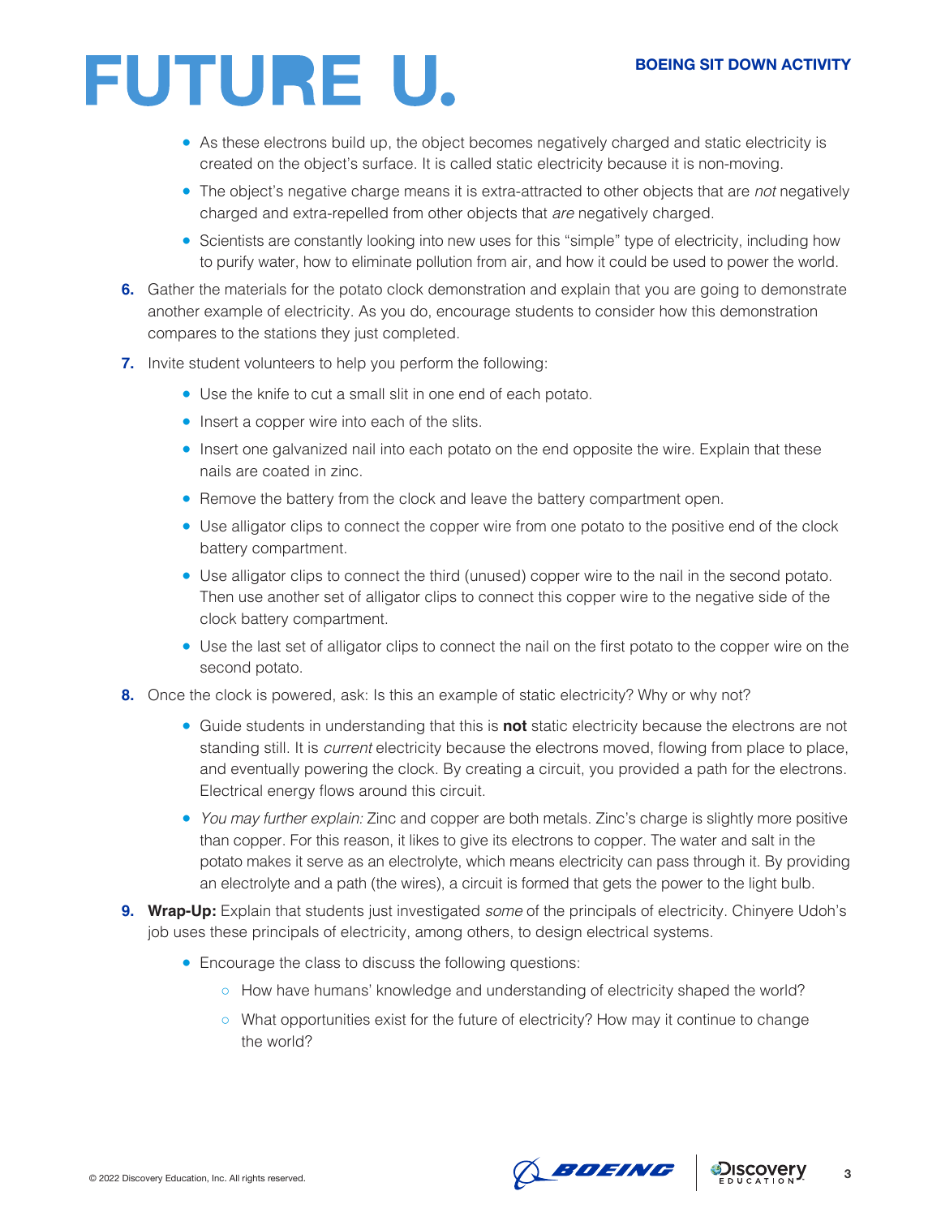- As these electrons build up, the object becomes negatively charged and static electricity is created on the object's surface. It is called static electricity because it is non-moving.
- The object's negative charge means it is extra-attracted to other objects that are *not* negatively charged and extra-repelled from other objects that *are* negatively charged.
- Scientists are constantly looking into new uses for this "simple" type of electricity, including how to purify water, how to eliminate pollution from air, and how it could be used to power the world.

6. Gather the materials for the potato clock demonstration and explain that you are going to demonstrate another example of electricity. As you do, encourage students to consider how this demonstration compares to the stations they just completed.
7. Invite student volunteers to help you perform the following:
   - Use the knife to cut a small slit in one end of each potato.
   - Insert a copper wire into each of the slits.
   - Insert one galvanized nail into each potato on the end opposite the wire. Explain that these nails are coated in zinc.
   - Remove the battery from the clock and leave the battery compartment open.
   - Use alligator clips to connect the copper wire from one potato to the positive end of the clock battery compartment.
   - Use alligator clips to connect the third (unused) copper wire to the nail in the second potato. Then use another set of alligator clips to connect this copper wire to the negative side of the clock battery compartment.
   - Use the last set of alligator clips to connect the nail on the first potato to the copper wire on the second potato.
8. Once the clock is powered, ask: Is this an example of static electricity? Why or why not?
   - Guide students in understanding that this is **not** static electricity because the electrons are not standing still. It is *current* electricity because the electrons moved, flowing from place to place, and eventually powering the clock. By creating a circuit, you provided a path for the electrons. Electrical energy flows around this circuit.
   - *You may further explain:* Zinc and copper are both metals. Zinc's charge is slightly more positive than copper. For this reason, it likes to give its electrons to copper. The water and salt in the potato makes it serve as an electrolyte, which means electricity can pass through it. By providing an electrolyte and a path (the wires), a circuit is formed that gets the power to the light bulb.
9. **Wrap-Up:** Explain that students just investigated *some* of the principals of electricity. Chinyere Udoh's job uses these principals of electricity, among others, to design electrical systems.
   - Encourage the class to discuss the following questions:
     - How have humans' knowledge and understanding of electricity shaped the world?
     - What opportunities exist for the future of electricity? How may it continue to change the world?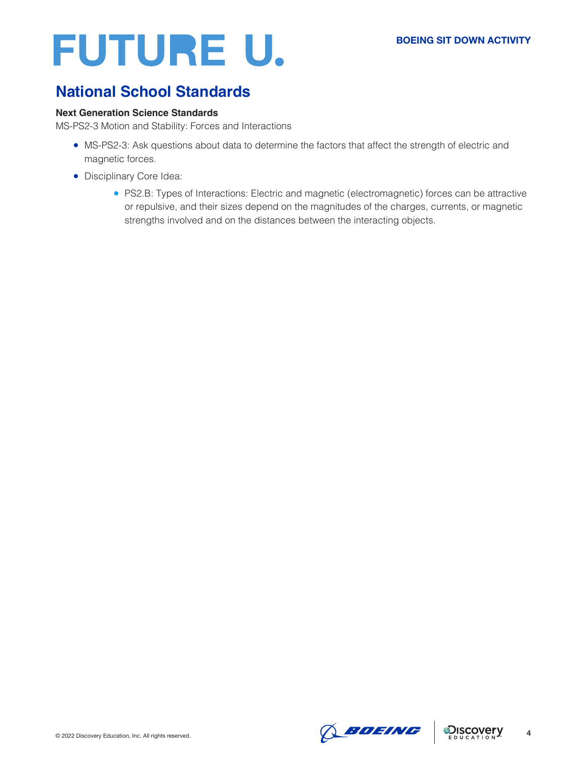## National School Standards

**Next Generation Science Standards**

MS-PS2-3 Motion and Stability: Forces and Interactions

- MS-PS2-3: Ask questions about data to determine the factors that affect the strength of electric and magnetic forces.
- Disciplinary Core Idea:
    - PS2.B: Types of Interactions: Electric and magnetic (electromagnetic) forces can be attractive or repulsive, and their sizes depend on the magnitudes of the charges, currents, or magnetic strengths involved and on the distances between the interacting objects.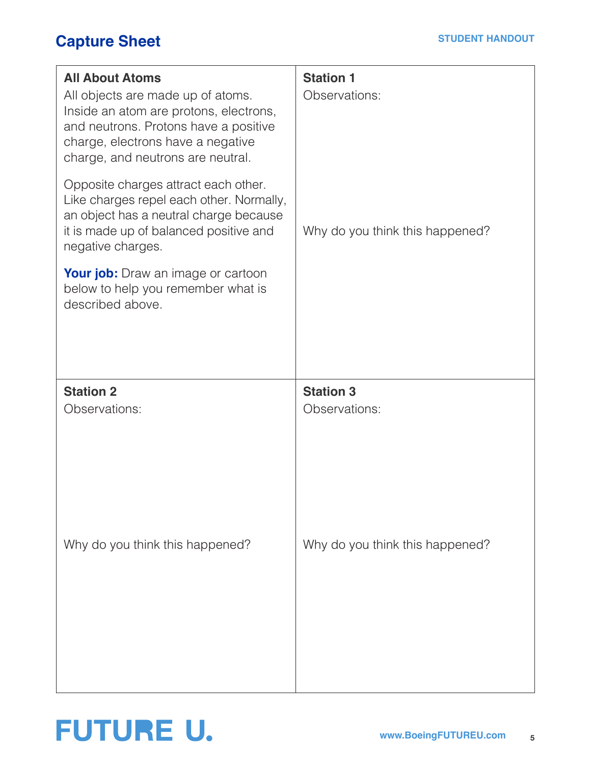## Capture Sheet

STUDENT HANDOUT

| **All About Atoms**<br>All objects are made up of atoms. Inside an atom are protons, electrons, and neutrons. Protons have a positive charge, electrons have a negative charge, and neutrons are neutral.<br><br>Opposite charges attract each other. Like charges repel each other. Normally, an object has a neutral charge because it is made up of balanced positive and negative charges.<br><br>**Your job:** Draw an image or cartoon below to help you remember what is described above. | **Station 1**<br>Observations:<br><br><br><br>Why do you think this happened? |
|---|---|
| **Station 2**<br>Observations:<br><br><br><br>Why do you think this happened? | **Station 3**<br>Observations:<br><br><br><br>Why do you think this happened? |

FUTURE U.

www.BoeingFUTUREU.com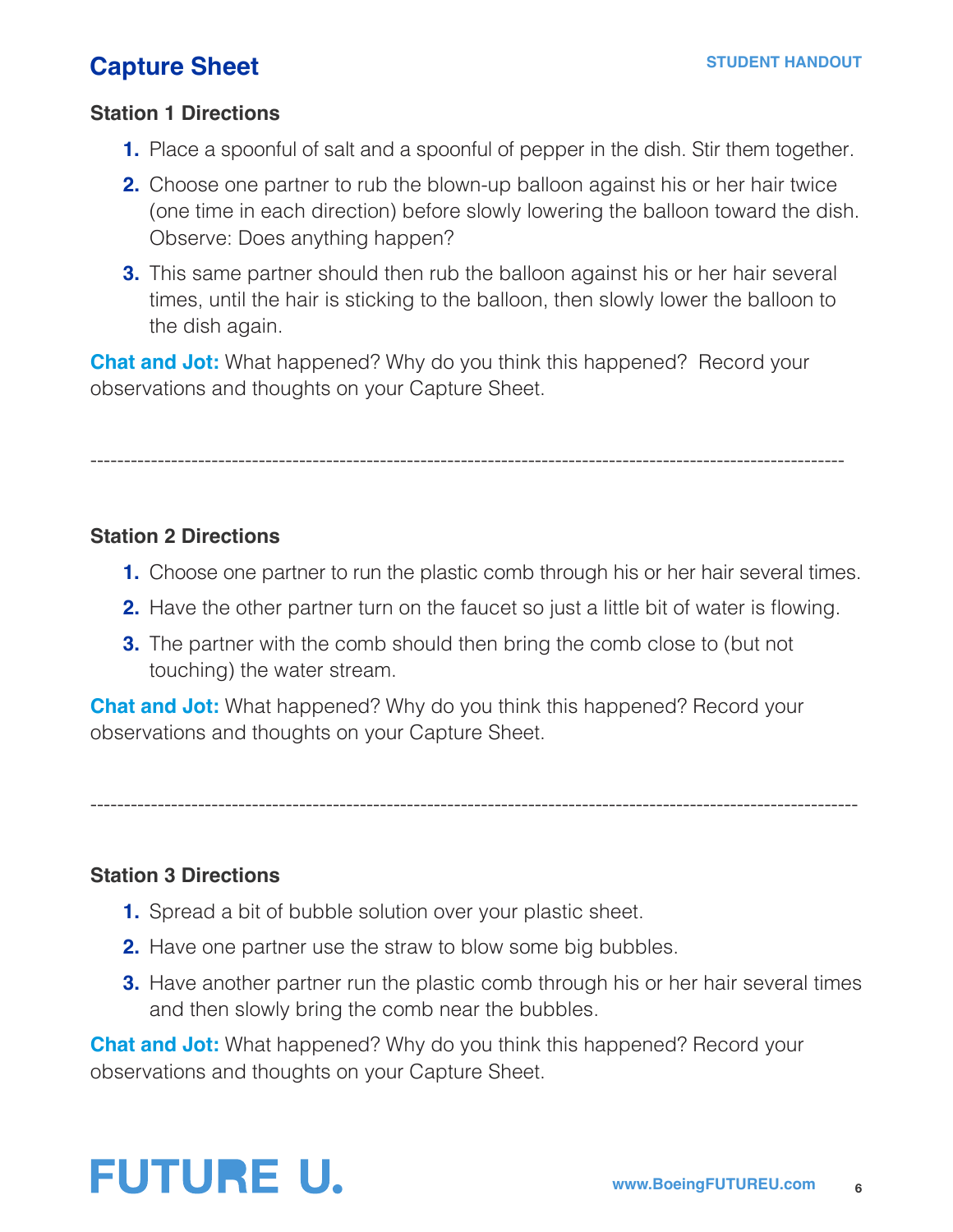## Capture Sheet

STUDENT HANDOUT

### Station 1 Directions

1. Place a spoonful of salt and a spoonful of pepper in the dish. Stir them together.
2. Choose one partner to rub the blown-up balloon against his or her hair twice (one time in each direction) before slowly lowering the balloon toward the dish. Observe: Does anything happen?
3. This same partner should then rub the balloon against his or her hair several times, until the hair is sticking to the balloon, then slowly lower the balloon to the dish again.

**Chat and Jot:** What happened? Why do you think this happened? Record your observations and thoughts on your Capture Sheet.

---

### Station 2 Directions

1. Choose one partner to run the plastic comb through his or her hair several times.
2. Have the other partner turn on the faucet so just a little bit of water is flowing.
3. The partner with the comb should then bring the comb close to (but not touching) the water stream.

**Chat and Jot:** What happened? Why do you think this happened? Record your observations and thoughts on your Capture Sheet.

---

### Station 3 Directions

1. Spread a bit of bubble solution over your plastic sheet.
2. Have one partner use the straw to blow some big bubbles.
3. Have another partner run the plastic comb through his or her hair several times and then slowly bring the comb near the bubbles.

**Chat and Jot:** What happened? Why do you think this happened? Record your observations and thoughts on your Capture Sheet.

FUTURE U.

www.BoeingFUTUREU.com